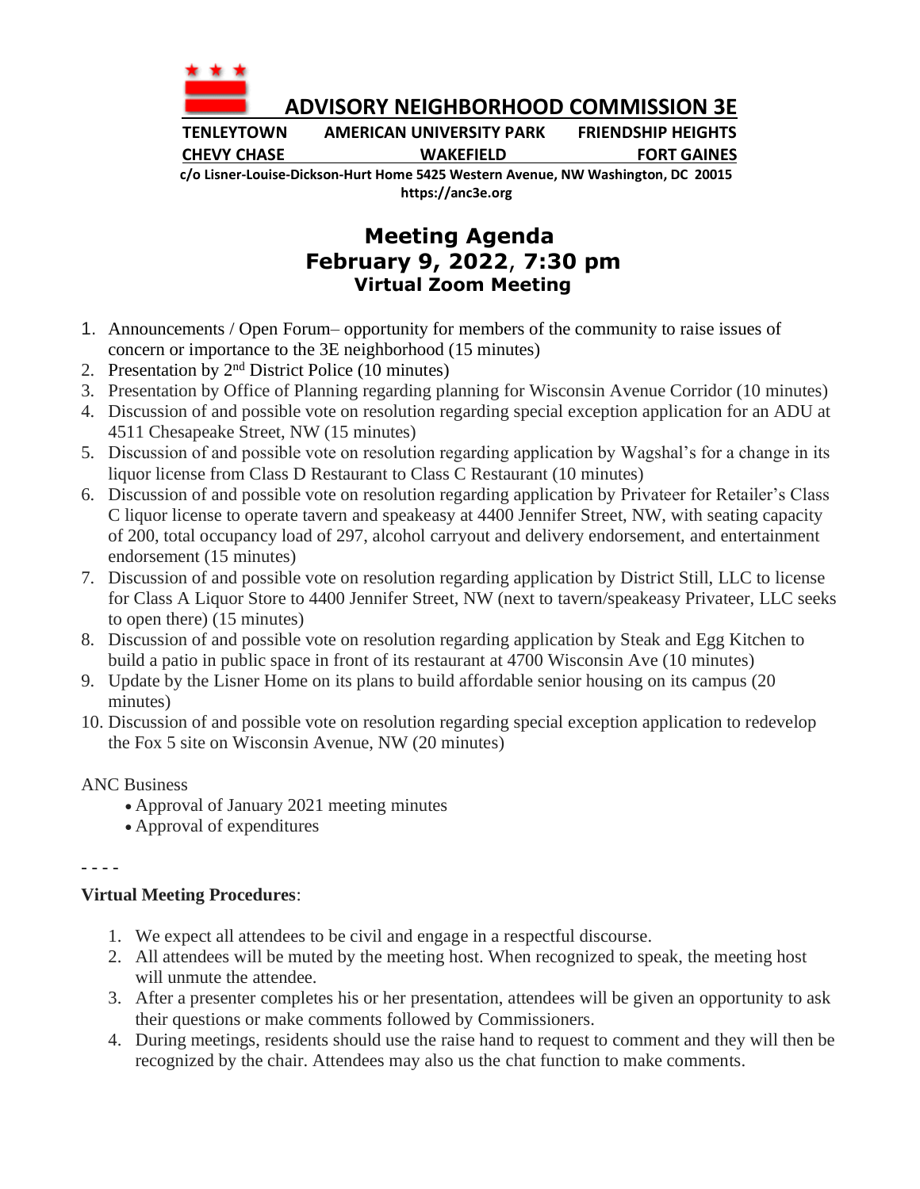# ADVISORY NEIGHBORHOOD COMMISSION 3E

**TENLEYTOWN AMERICAN UNIVERSITY PARK FRIENDSHIP HEIGHTS**
**CHEVY CHASE WAKEFIELD FORT GAINES**

**c/o Lisner-Louise-Dickson-Hurt Home 5425 Western Avenue, NW Washington, DC 20015**
**https://anc3e.org**

## Meeting Agenda
## February 9, 2022, 7:30 pm
### Virtual Zoom Meeting

1. Announcements / Open Forum– opportunity for members of the community to raise issues of concern or importance to the 3E neighborhood (15 minutes)
2. Presentation by 2nd District Police (10 minutes)
3. Presentation by Office of Planning regarding planning for Wisconsin Avenue Corridor (10 minutes)
4. Discussion of and possible vote on resolution regarding special exception application for an ADU at 4511 Chesapeake Street, NW (15 minutes)
5. Discussion of and possible vote on resolution regarding application by Wagshal's for a change in its liquor license from Class D Restaurant to Class C Restaurant (10 minutes)
6. Discussion of and possible vote on resolution regarding application by Privateer for Retailer's Class C liquor license to operate tavern and speakeasy at 4400 Jennifer Street, NW, with seating capacity of 200, total occupancy load of 297, alcohol carryout and delivery endorsement, and entertainment endorsement (15 minutes)
7. Discussion of and possible vote on resolution regarding application by District Still, LLC to license for Class A Liquor Store to 4400 Jennifer Street, NW (next to tavern/speakeasy Privateer, LLC seeks to open there) (15 minutes)
8. Discussion of and possible vote on resolution regarding application by Steak and Egg Kitchen to build a patio in public space in front of its restaurant at 4700 Wisconsin Ave (10 minutes)
9. Update by the Lisner Home on its plans to build affordable senior housing on its campus (20 minutes)
10. Discussion of and possible vote on resolution regarding special exception application to redevelop the Fox 5 site on Wisconsin Avenue, NW (20 minutes)

ANC Business

- Approval of January 2021 meeting minutes
- Approval of expenditures

- - - -

**Virtual Meeting Procedures**:

1. We expect all attendees to be civil and engage in a respectful discourse.
2. All attendees will be muted by the meeting host. When recognized to speak, the meeting host will unmute the attendee.
3. After a presenter completes his or her presentation, attendees will be given an opportunity to ask their questions or make comments followed by Commissioners.
4. During meetings, residents should use the raise hand to request to comment and they will then be recognized by the chair. Attendees may also us the chat function to make comments.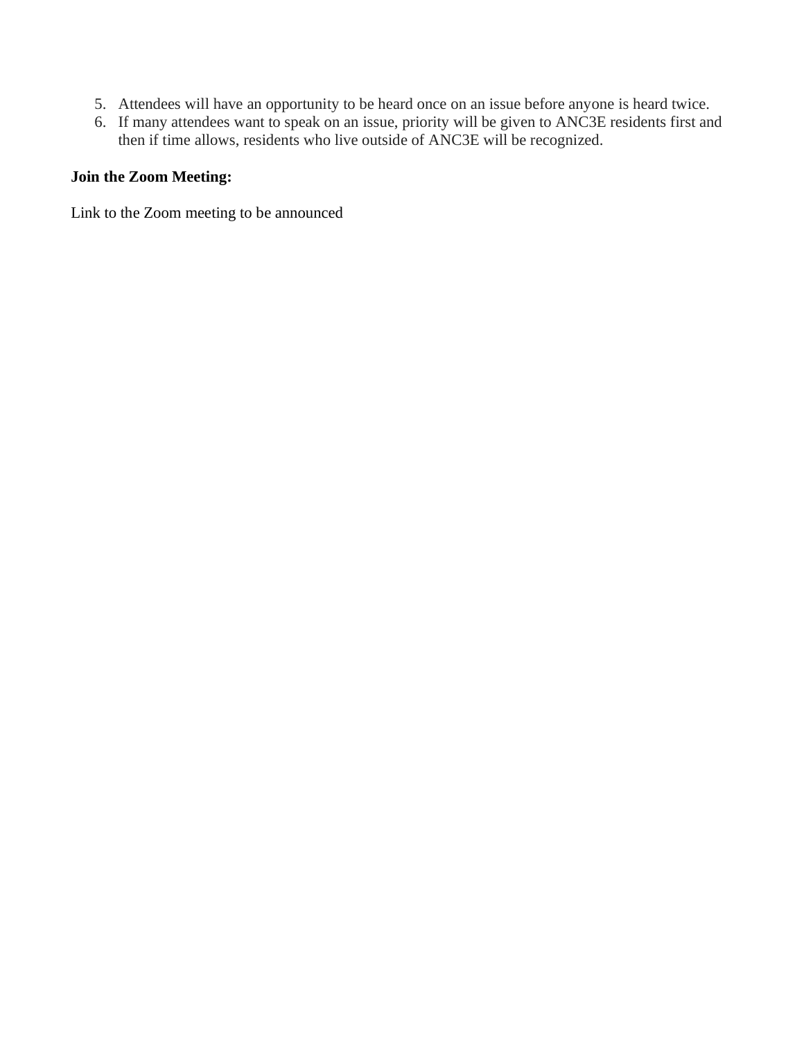5. Attendees will have an opportunity to be heard once on an issue before anyone is heard twice.
6. If many attendees want to speak on an issue, priority will be given to ANC3E residents first and then if time allows, residents who live outside of ANC3E will be recognized.

**Join the Zoom Meeting:**

Link to the Zoom meeting to be announced